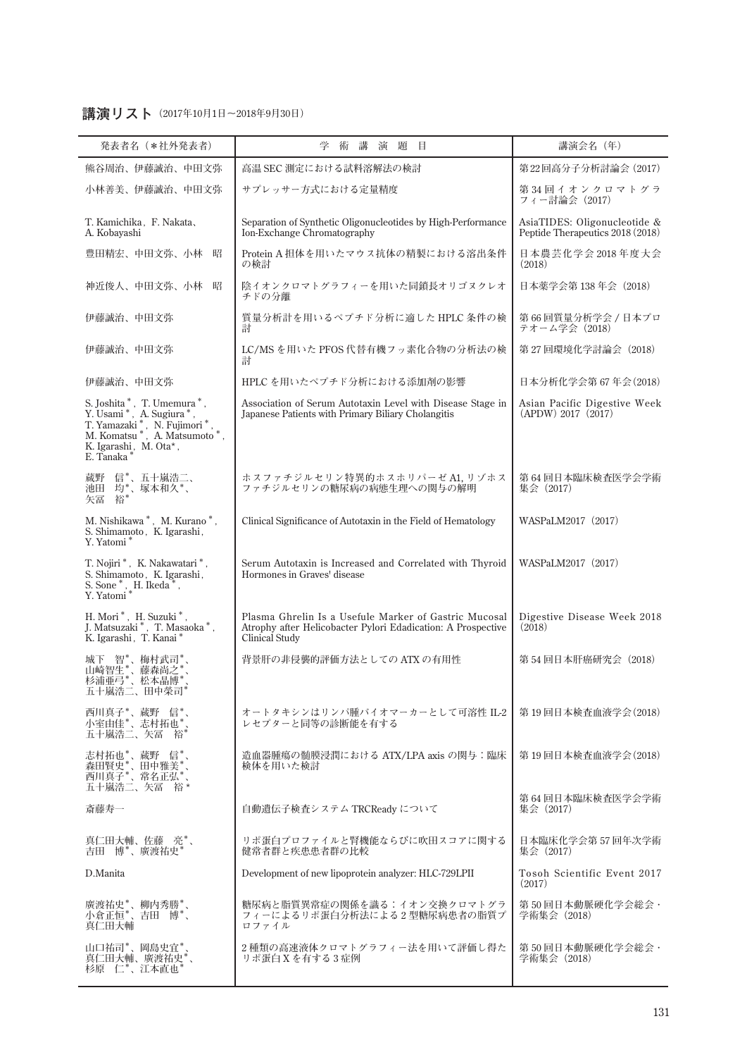## 講演リスト（2017年10月1日～2018年9月30日）

| 発表者名（＊社外発表者） | 学 術 講 演 題 目 | 講演会名（年） |
|---|---|---|
| 熊谷周治、伊藤誠治、中田文弥 | 高温 SEC 測定における試料溶解法の検討 | 第22回高分子分析討論会（2017） |
| 小林善美、伊藤誠治、中田文弥 | サプレッサー方式における定量精度 | 第 34 回イオンクロマトグラフィー討論会（2017） |
| T. Kamichika, F. Nakata, A. Kobayashi | Separation of Synthetic Oligonucleotides by High-Performance Ion-Exchange Chromatography | AsiaTIDES: Oligonucleotide & Peptide Therapeutics 2018 (2018) |
| 豊田精宏、中田文弥、小林　昭 | Protein A 担体を用いたマウス抗体の精製における溶出条件の検討 | 日本農芸化学会 2018 年度大会（2018） |
| 神近俊人、中田文弥、小林　昭 | 陰イオンクロマトグラフィーを用いた同鎖長オリゴヌクレオチドの分離 | 日本薬学会第 138 年会（2018） |
| 伊藤誠治、中田文弥 | 質量分析計を用いるペプチド分析に適した HPLC 条件の検討 | 第 66 回質量分析学会 / 日本プロテオーム学会（2018） |
| 伊藤誠治、中田文弥 | LC/MS を用いた PFOS 代替有機フッ素化合物の分析法の検討 | 第 27 回環境化学討論会（2018） |
| 伊藤誠治、中田文弥 | HPLC を用いたペプチド分析における添加剤の影響 | 日本分析化学会第 67 年会(2018) |
| S. Joshita*, T. Umemura*, Y. Usami*, A. Sugiura*, T. Yamazaki*, N. Fujimori*, M. Komatsu*, A. Matsumoto*, K. Igarashi, M. Ota*, E. Tanaka* | Association of Serum Autotaxin Level with Disease Stage in Japanese Patients with Primary Biliary Cholangitis | Asian Pacific Digestive Week (APDW) 2017 (2017) |
| 蔵野　信*、五十嵐浩二、池田　均*、塚本和久*、矢冨　裕* | ホスファチジルセリン特異的ホスホリパーゼ A1, リゾホスファチジルセリンの糖尿病の病態生理への関与の解明 | 第 64 回日本臨床検査医学会学術集会（2017） |
| M. Nishikawa*, M. Kurano*, S. Shimamoto, K. Igarashi, Y. Yatomi* | Clinical Significance of Autotaxin in the Field of Hematology | WASPaLM2017（2017） |
| T. Nojiri*, K. Nakawatari*, S. Shimamoto, K. Igarashi, S. Sone*, H. Ikeda*, Y. Yatomi* | Serum Autotaxin is Increased and Correlated with Thyroid Hormones in Graves' disease | WASPaLM2017（2017） |
| H. Mori*, H. Suzuki*, J. Matsuzaki*, T. Masaoka*, K. Igarashi, T. Kanai* | Plasma Ghrelin Is a Usefule Marker of Gastric Mucosal Atrophy after Helicobacter Pylori Edadication: A Prospective Clinical Study | Digestive Disease Week 2018 (2018) |
| 城下　智*、梅村武司*、山崎智生*、藤森尚之*、杉浦亜弓*、松本晶博*、五十嵐浩二、田中榮司* | 背景肝の非侵襲的評価方法としての ATX の有用性 | 第 54 回日本肝癌研究会（2018） |
| 西川真子*、蔵野　信*、小室由佳*、志村拓也*、五十嵐浩二、矢冨　裕* | オートタキシンはリンパ腫バイオマーカーとして可溶性 IL-2 レセプターと同等の診断能を有する | 第 19 回日本検査血液学会(2018) |
| 志村拓也*、蔵野　信*、森田賢史*、田中雅美*、西川真子*、常名正弘*、五十嵐浩二、矢冨　裕* | 造血器腫瘍の髄膜浸潤における ATX/LPA axis の関与：臨床検体を用いた検討 | 第 19 回日本検査血液学会(2018) |
| 斎藤寿一 | 自動遺伝子検査システム TRCReady について | 第 64 回日本臨床検査医学会学術集会（2017） |
| 真仁田大輔、佐藤　亮*、吉田　博*、廣渡祐史* | リポ蛋白プロファイルと腎機能ならびに吹田スコアに関する健常者群と疾患患者群の比較 | 日本臨床化学会第 57 回年次学術集会（2017） |
| D.Manita | Development of new lipoprotein analyzer: HLC-729LPII | Tosoh Scientific Event 2017 (2017) |
| 廣渡祐史*、柳内秀勝*、小倉正恒*、吉田　博*、真仁田大輔 | 糖尿病と脂質異常症の関係を識る：イオン交換クロマトグラフィーによるリポ蛋白分析法による 2 型糖尿病患者の脂質プロファイル | 第 50 回日本動脈硬化学会総会・学術集会（2018） |
| 山口裕司*、岡島史宜*、真仁田大輔、廣渡祐史*、杉原　仁*、江本直也* | 2 種類の高速液体クロマトグラフィー法を用いて評価し得たリポ蛋白 X を有する 3 症例 | 第 50 回日本動脈硬化学会総会・学術集会（2018） |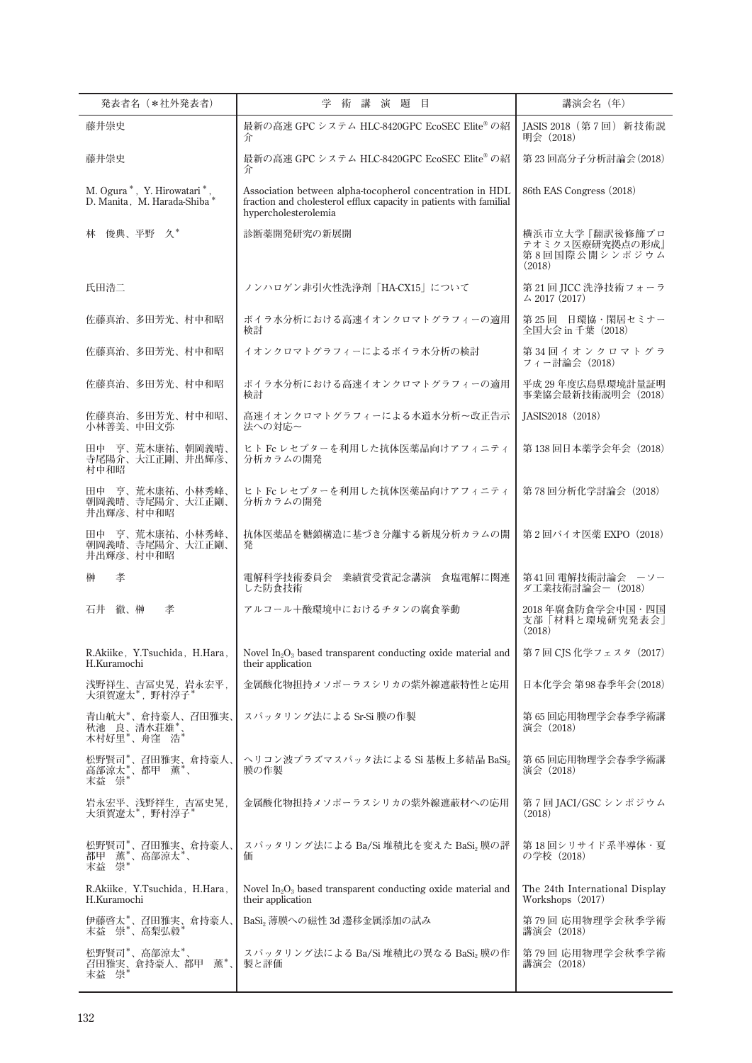| 発表者名（＊社外発表者） | 学　術　講　演　題　目 | 講演会名（年） |
|---|---|---|
| 藤井崇史 | 最新の高速 GPC システム HLC-8420GPC EcoSEC Elite® の紹介 | JASIS 2018（第 7 回）新技術説明会（2018） |
| 藤井崇史 | 最新の高速 GPC システム HLC-8420GPC EcoSEC Elite® の紹介 | 第 23 回高分子分析討論会（2018） |
| M. Ogura＊, Y. Hirowatari＊, D. Manita, M. Harada-Shiba＊ | Association between alpha-tocopherol concentration in HDL fraction and cholesterol efflux capacity in patients with familial hypercholesterolemia | 86th EAS Congress（2018） |
| 林　俊典、平野　久＊ | 診断薬開発研究の新展開 | 横浜市立大学『翻訳後修飾プロテオミクス医療研究拠点の形成』第 8 回国際公開シンポジウム（2018） |
| 氏田浩二 | ノンハロゲン非引火性洗浄剤「HA-CX15」について | 第 21 回 JICC 洗浄技術フォーラム 2017（2017） |
| 佐藤真治、多田芳光、村中和昭 | ボイラ水分析における高速イオンクロマトグラフィーの適用検討 | 第 25 回　日環協・閑居セミナー全国大会 in 千葉（2018） |
| 佐藤真治、多田芳光、村中和昭 | イオンクロマトグラフィーによるボイラ水分析の検討 | 第 34 回イオンクロマトグラフィー討論会（2018） |
| 佐藤真治、多田芳光、村中和昭 | ボイラ水分析における高速イオンクロマトグラフィーの適用検討 | 平成 29 年度広島県環境計量証明事業協会最新技術説明会（2018） |
| 佐藤真治、多田芳光、村中和昭、小林善美、中田文弥 | 高速イオンクロマトグラフィーによる水道水分析～改正告示法への対応～ | JASIS2018（2018） |
| 田中　亨、荒木康祐、朝岡義晴、寺尾陽介、大江正剛、井出輝彦、村中和昭 | ヒト Fc レセプターを利用した抗体医薬品向けアフィニティ分析カラムの開発 | 第 138 回日本薬学会年会（2018） |
| 田中　亨、荒木康祐、小林秀峰、朝岡義晴、寺尾陽介、大江正剛、井出輝彦、村中和昭 | ヒト Fc レセプターを利用した抗体医薬品向けアフィニティ分析カラムの開発 | 第 78 回分析化学討論会（2018） |
| 田中　亨、荒木康祐、小林秀峰、朝岡義晴、寺尾陽介、大江正剛、井出輝彦、村中和昭 | 抗体医薬品を糖鎖構造に基づき分離する新規分析カラムの開発 | 第 2 回バイオ医薬 EXPO（2018） |
| 榊　　孝 | 電解科学技術委員会　業績賞受賞記念講演　食塩電解に関連した防食技術 | 第 41 回 電解技術討論会　－ソーダ工業技術討論会－（2018） |
| 石井　徹、榊　　孝 | アルコール＋酸環境中におけるチタンの腐食挙動 | 2018 年腐食防食学会中国・四国支部「材料と環境研究発表会」（2018） |
| R.Akiike, Y.Tsuchida, H.Hara, H.Kuramochi | Novel $In_2O_3$ based transparent conducting oxide material and their application | 第 7 回 CJS 化学フェスタ（2017） |
| 浅野祥生、吉冨史晃，岩永宏平，大須賀遼太＊，野村淳子＊ | 金属酸化物担持メソポーラスシリカの紫外線遮蔽特性と応用 | 日本化学会 第 98 春季年会（2018） |
| 青山航大＊、倉持豪人、召田雅実、秋池　良、清水荘雄＊、木村好里＊、舟窪　浩＊ | スパッタリング法による Sr-Si 膜の作製 | 第 65 回応用物理学会春季学術講演会（2018） |
| 松野賢司＊、召田雅実、倉持豪人、高部涼太＊、都甲　薫＊、末益　崇＊ | ヘリコン波プラズマスパッタ法による Si 基板上多結晶 $BaSi_2$ 膜の作製 | 第 65 回応用物理学会春季学術講演会（2018） |
| 岩永宏平、浅野祥生，吉冨史晃，大須賀遼太＊，野村淳子＊ | 金属酸化物担持メソポーラスシリカの紫外線遮蔽材への応用 | 第 7 回 JACI/GSC シンポジウム（2018） |
| 松野賢司＊、召田雅実、倉持豪人、都甲　薫＊、高部涼太＊、末益　崇＊ | スパッタリング法による Ba/Si 堆積比を変えた $BaSi_2$ 膜の評価 | 第 18 回シリサイド系半導体・夏の学校（2018） |
| R.Akiike, Y.Tsuchida, H.Hara, H.Kuramochi | Novel $In_2O_3$ based transparent conducting oxide material and their application | The 24th International Display Workshops（2017） |
| 伊藤啓太＊、召田雅実、倉持豪人、末益　崇＊、高梨弘毅＊ | $BaSi_2$ 薄膜への磁性 3d 遷移金属添加の試み | 第 79 回 応用物理学会秋季学術講演会（2018） |
| 松野賢司＊、高部涼太＊、召田雅実、倉持豪人、都甲　薫＊、末益　崇＊ | スパッタリング法による Ba/Si 堆積比の異なる $BaSi_2$ 膜の作製と評価 | 第 79 回 応用物理学会秋季学術講演会（2018） |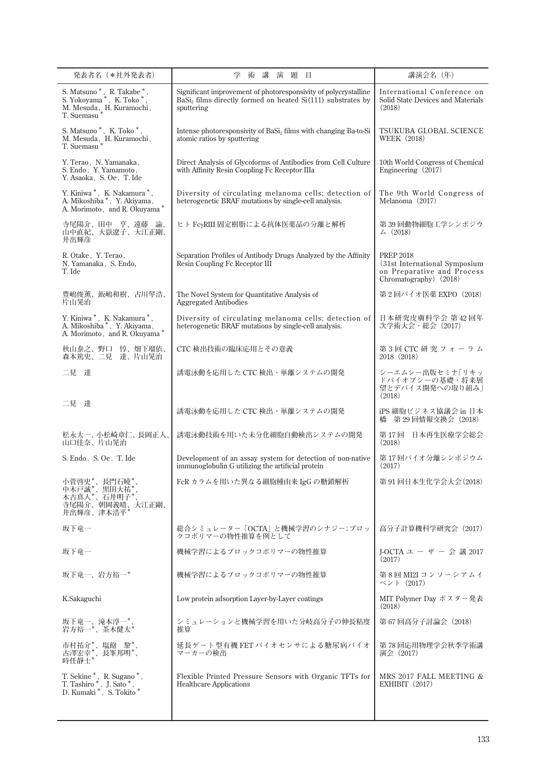| 発表者名（＊社外発表者） | 学　術　講　演　題　目 | 講演会名（年） |
|---|---|---|
| S. Matsuno＊，R. Takabe＊，S. Yokoyama＊，K. Toko＊，M. Mesuda，H. Kuramochi，T. Suemasu＊ | Significant improvement of photoresponsivity of polycrystalline $BaSi_2$ films directly formed on heated Si(111) substrates by sputtering | International Conference on Solid State Devices and Materials（2018） |
| S. Matsuno＊，K. Toko＊，M. Mesuda，H. Kuramochi，T. Suemasu＊ | Intense photoresponsivity of $BaSi_2$ films with changing Ba-to-Si atomic ratios by sputtering | TSUKUBA GLOBAL SCIENCE WEEK（2018） |
| Y. Terao，N. Yamanaka，S. Endo，Y. Yamamoto，Y. Asaoka，S. Oe，T. Ide | Direct Analysis of Glycoforms of Antibodies from Cell Culture with Affinity Resin Coupling Fc Receptor IIIa | 10th World Congress of Chemical Engineering（2017） |
| Y. Kiniwa＊，K. Nakamura＊，A. Mikoshiba＊，Y. Akiyama，A. Morimoto，and R. Okuyama＊ | Diversity of circulating melanoma cells; detection of heterogenetic BRAF mutations by single-cell analysis. | The 9th World Congress of Melanoma（2017） |
| 寺尾陽介、田中　亨、遠藤　諭、山中直紀、大嶽遼子、大江正剛、井出輝彦 | ヒト FcγRIII 固定樹脂による抗体医薬品の分離と解析 | 第 39 回動物細胞工学シンポジウム（2018） |
| R. Otake，Y. Terao，N. Yamanaka，S. Endo，T. Ide | Separation Profiles of Antibody Drugs Analyzed by the Affinity Resin Coupling Fc Receptor III | PREP 2018 (31st International Symposium on Preparative and Process Chromatography)（2018） |
| 豊嶋俊薫、飯嶋和樹、古川琴浩、片山晃治 | The Novel System for Quantitative Analysis of Aggregated Antibodies | 第 2 回バイオ医薬 EXPO（2018） |
| Y. Kiniwa＊，K. Nakamura＊，A. Mikoshiba＊，Y. Akiyama，A. Morimoto，and R. Okuyama＊ | Diversity of circulating melanoma cells; detection of heterogenetic BRAF mutations by single-cell analysis. | 日本研究皮膚科学会 第 42 回年次学術大会・総会（2017） |
| 秋山泰之、野口　惇、畑下瑠依、森本篤史、二見　達、片山晃治 | CTC 検出技術の臨床応用とその意義 | 第 3 回 CTC 研究フォーラム 2018（2018） |
| 二見　達 | 誘電泳動を応用した CTC 検出・単離システムの開発 | シーエムシー出版セミナ「リキッドバイオプシーの基礎・将来展望とデバイス開発への取り組み」（2018） |
| 二見　達 | 誘電泳動を応用した CTC 検出・単離システムの開発 | iPS 細胞ビジネス協議会 in 日本橋　第 29 回情報交換会（2018） |
| 松永太一、小松崎章仁、長岡正人、山口佳奈、片山晃治 | 誘電泳動技術を用いた未分化細胞自動検出システムの開発 | 第 17 回　日本再生医療学会総会（2018） |
| S. Endo，S. Oe，T. Ide | Development of an assay system for detection of non-native immunoglobulin G utilizing the artificial protein | 第 17 回バイオ分離シンポジウム（2017） |
| 小菅啓史＊、長門石曉＊、中木戸誠＊、黒田大祐＊、木吉真人＊、石井明子＊、寺尾陽介、朝岡義晴、大江正剛、井出輝彦、津本浩平＊ | FcR カラムを用いた異なる細胞種由来 IgG の糖鎖解析 | 第 91 回日本生化学会大会（2018） |
| 坂下竜一 | 総合シミュレーター「OCTA」と機械学習のシナジー；ブロックコポリマーの物性推算を例として | 高分子計算機科学研究会（2017） |
| 坂下竜一 | 機械学習によるブロックコポリマーの物性推算 | J-OCTA ユーザー会議 2017（2017） |
| 坂下竜一、岩方裕一＊ | 機械学習によるブロックコポリマーの物性推算 | 第 8 回 MI2I コンソーシアムイベント（2017） |
| K.Sakaguchi | Low protein adsorption Layer-by-Layer coatings | MIT Polymer Day ポスター発表（2018） |
| 坂下竜一、滝本淳一＊、岩方裕一＊、茶木健太＊ | シミュレーションと機械学習を用いた分岐高分子の伸長粘度推算 | 第 67 回高分子討論会（2018） |
| 市村祐介＊、塩飽　黎＊、古澤宏幸＊、長峯邦明＊、時任静士＊ | 延長ゲート型有機 FET バイオセンサによる糖尿病バイオマーカーの検出 | 第 78 回応用物理学会秋季学術講演会（2017） |
| T. Sekine＊，R. Sugano＊，T. Tashiro＊，J. Sato＊，D. Kumaki＊，S. Tokito＊ | Flexible Printed Pressure Sensors with Organic TFTs for Healthcare Applications | MRS 2017 FALL MEETING & EXHIBIT（2017） |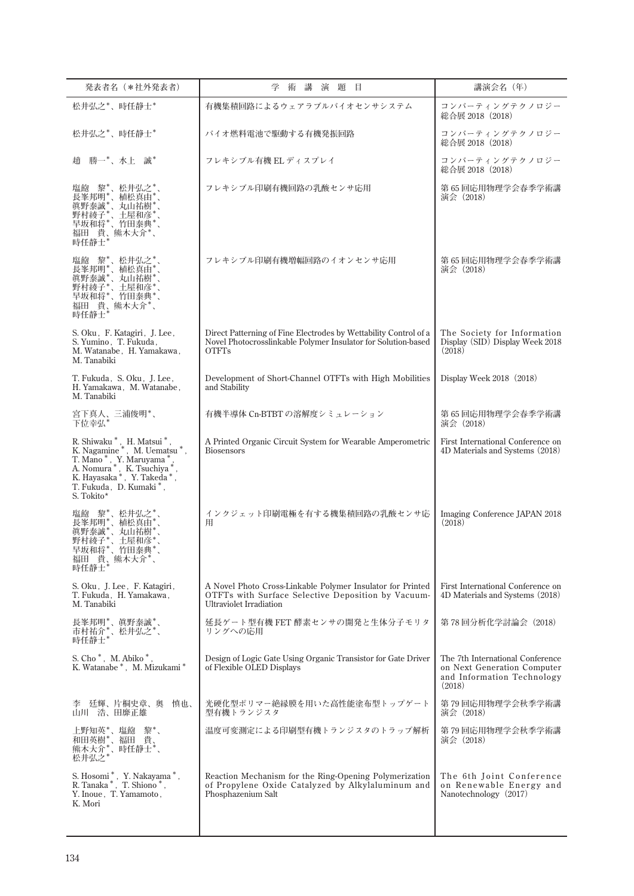| 発表者名（＊社外発表者） | 学　術　講　演　題　目 | 講演会名（年） |
|---|---|---|
| 松井弘之*、時任静士* | 有機集積回路によるウェアラブルバイオセンサシステム | コンバーティングテクノロジー総合展 2018（2018） |
| 松井弘之*、時任静士* | バイオ燃料電池で駆動する有機発振回路 | コンバーティングテクノロジー総合展 2018（2018） |
| 趙　勝一*、水上　誠* | フレキシブル有機 EL ディスプレイ | コンバーティングテクノロジー総合展 2018（2018） |
| 塩飽　黎*、松井弘之*、長峯邦明*、植松真由*、眞野泰誠*、丸山祐樹*、野村綾子*、土屋和彦*、早坂和将*、竹田泰典*、福田　貴、熊木大介*、時任静士* | フレキシブル印刷有機回路の乳酸センサ応用 | 第 65 回応用物理学会春季学術講演会（2018） |
| 塩飽　黎*、松井弘之*、長峯邦明*、植松真由*、眞野泰誠*、丸山祐樹*、野村綾子*、土屋和彦*、早坂和将*、竹田泰典*、福田　貴、熊木大介*、時任静士* | フレキシブル印刷有機増幅回路のイオンセンサ応用 | 第 65 回応用物理学会春季学術講演会（2018） |
| S. Oku, F. Katagiri, J. Lee, S. Yumino, T. Fukuda, M. Watanabe, H. Yamakawa, M. Tanabiki | Direct Patterning of Fine Electrodes by Wettability Control of a Novel Photocrosslinkable Polymer Insulator for Solution-based OTFTs | The Society for Information Display（SID）Display Week 2018（2018） |
| T. Fukuda, S. Oku, J. Lee, H. Yamakawa, M. Watanabe, M. Tanabiki | Development of Short-Channel OTFTs with High Mobilities and Stability | Display Week 2018（2018） |
| 宮下真人、三浦俊明*、下位幸弘* | 有機半導体 Cn-BTBT の溶解度シミュレーション | 第 65 回応用物理学会春季学術講演会（2018） |
| R. Shiwaku*, H. Matsui*, K. Nagamine*, M. Uematsu*, T. Mano*, Y. Maruyama*, A. Nomura*, K. Tsuchiya*, K. Hayasaka*, Y. Takeda*, T. Fukuda, D. Kumaki*, S. Tokito* | A Printed Organic Circuit System for Wearable Amperometric Biosensors | First International Conference on 4D Materials and Systems（2018） |
| 塩飽　黎*、松井弘之*、長峯邦明*、植松真由*、眞野泰誠*、丸山祐樹*、野村綾子*、土屋和彦*、早坂和将*、竹田泰典*、福田　貴、熊木大介*、時任静士* | インクジェット印刷電極を有する機集積回路の乳酸センサ応用 | Imaging Conference JAPAN 2018（2018） |
| S. Oku, J. Lee, F. Katagiri, T. Fukuda, H. Yamakawa, M. Tanabiki | A Novel Photo Cross-Linkable Polymer Insulator for Printed OTFTs with Surface Selective Deposition by Vacuum-Ultraviolet Irradiation | First International Conference on 4D Materials and Systems（2018） |
| 長峯邦明*、眞野泰誠*、市村祐介*、松井弘之*、時任静士* | 延長ゲート型有機 FET 酵素センサの開発と生体分子モリタリングへの応用 | 第 78 回分析化学討論会（2018） |
| S. Cho*, M. Abiko*, K. Watanabe*, M. Mizukami* | Design of Logic Gate Using Organic Transistor for Gate Driver of Flexible OLED Displays | The 7th International Conference on Next Generation Computer and Information Technology（2018） |
| 李　廷輝、片桐史章、奥　慎也、山川　浩、田靡正雄 | 光硬化型ポリマー絶縁膜を用いた高性能塗布型トップゲート型有機トランジスタ | 第 79 回応用物理学会秋季学術講演会（2018） |
| 上野知英*、塩飽　黎*、和田英樹*、福田　貴、熊木大介*、時任静士*、松井弘之* | 温度可変測定による印刷型有機トランジスタのトラップ解析 | 第 79 回応用物理学会秋季学術講演会（2018） |
| S. Hosomi*, Y. Nakayama*, R. Tanaka*, T. Shiono*, Y. Inoue, T. Yamamoto, K. Mori | Reaction Mechanism for the Ring-Opening Polymerization of Propylene Oxide Catalyzed by Alkylaluminum and Phosphazenium Salt | The 6th Joint Conference on Renewable Energy and Nanotechnology（2017） |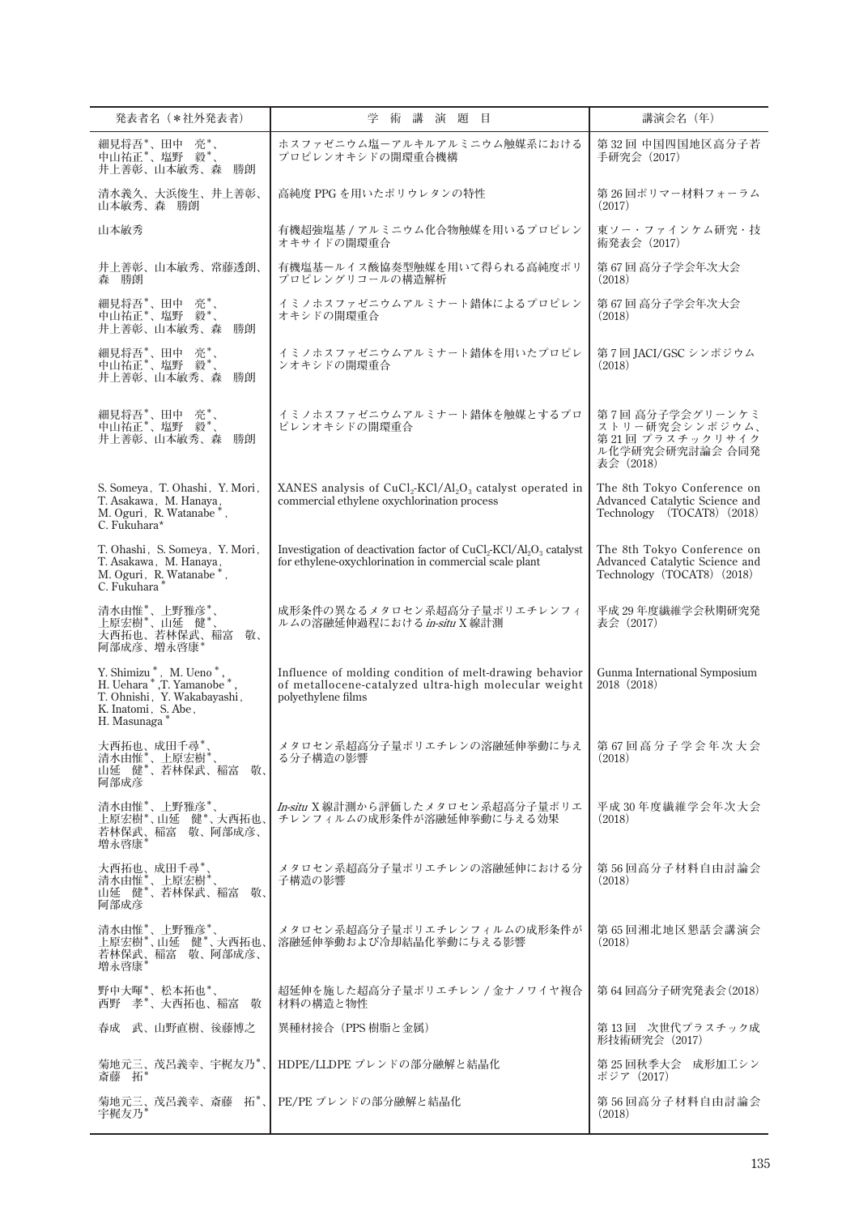| 発表者名（＊社外発表者） | 学　術　講　演　題　目 | 講演会名（年） |
|---|---|---|
| 細見将吾*、田中　亮*、中山祐正*、塩野　毅*、井上善彰、山本敏秀、森　勝朗 | ホスファゼニウム塩－アルキルアルミニウム触媒系におけるプロピレンオキシドの開環重合機構 | 第32回 中国四国地区高分子若手研究会（2017） |
| 清水義久、大浜俊生、井上善彰、山本敏秀、森　勝朗 | 高純度PPGを用いたポリウレタンの特性 | 第26回ポリマー材料フォーラム（2017） |
| 山本敏秀 | 有機超強塩基 / アルミニウム化合物触媒を用いるプロピレンオキサイドの開環重合 | 東ソー・ファインケム研究・技術発表会（2017） |
| 井上善彰、山本敏秀、常藤透朗、森　勝朗 | 有機塩基－ルイス酸協奏型触媒を用いて得られる高純度ポリプロピレングリコールの構造解析 | 第67回 高分子学会年次大会（2018） |
| 細見将吾*、田中　亮*、中山祐正*、塩野　毅*、井上善彰、山本敏秀、森　勝朗 | イミノホスファゼニウムアルミナート錯体によるプロピレンオキシドの開環重合 | 第67回 高分子学会年次大会（2018） |
| 細見将吾*、田中　亮*、中山祐正*、塩野　毅*、井上善彰、山本敏秀、森　勝朗 | イミノホスファゼニウムアルミナート錯体を用いたプロピレンオキシドの開環重合 | 第7回 JACI/GSC シンポジウム（2018） |
| 細見将吾*、田中　亮*、中山祐正*、塩野　毅*、井上善彰、山本敏秀、森　勝朗 | イミノホスファゼニウムアルミナート錯体を触媒とするプロピレンオキシドの開環重合 | 第7回 高分子学会グリーンケミストリー研究会シンポジウム、第21回 プラスチックリサイクル化学研究会研究討論会 合同発表会（2018） |
| S. Someya, T. Ohashi, Y. Mori, T. Asakawa, M. Hanaya, M. Oguri, R. Watanabe*, C. Fukuhara* | XANES analysis of $CuCl_2$-KCl/$Al_2O_3$ catalyst operated in commercial ethylene oxychlorination process | The 8th Tokyo Conference on Advanced Catalytic Science and Technology (TOCAT8) (2018) |
| T. Ohashi, S. Someya, Y. Mori, T. Asakawa, M. Hanaya, M. Oguri, R. Watanabe*, C. Fukuhara* | Investigation of deactivation factor of $CuCl_2$-KCl/$Al_2O_3$ catalyst for ethylene-oxychlorination in commercial scale plant | The 8th Tokyo Conference on Advanced Catalytic Science and Technology (TOCAT8) (2018) |
| 清水由惟*、上野雅彦*、上原宏樹*、山延　健*、大西拓也、若林保武、稲富　敬、阿部成彦、増永啓康* | 成形条件の異なるメタロセン系超高分子量ポリエチレンフィルムの溶融延伸過程における *in-situ* X線計測 | 平成29年度繊維学会秋期研究発表会（2017） |
| Y. Shimizu*, M. Ueno*, H. Uehara*, T. Yamanobe*, T. Ohnishi, Y. Wakabayashi, K. Inatomi, S. Abe, H. Masunaga* | Influence of molding condition of melt-drawing behavior of metallocene-catalyzed ultra-high molecular weight polyethylene films | Gunma International Symposium 2018 (2018) |
| 大西拓也、成田千尋*、清水由惟*、上原宏樹*、山延　健*、若林保武、稲富　敬、阿部成彦 | メタロセン系超高分子量ポリエチレンの溶融延伸挙動に与える分子構造の影響 | 第67回高分子学会年次大会（2018） |
| 清水由惟*、上野雅彦*、上原宏樹*、山延　健*、大西拓也、若林保武、稲富　敬、阿部成彦、増永啓康* | *In-situ* X線計測から評価したメタロセン系超高分子量ポリエチレンフィルムの成形条件が溶融延伸挙動に与える効果 | 平成30年度繊維学会年次大会（2018） |
| 大西拓也、成田千尋*、清水由惟*、上原宏樹*、山延　健*、若林保武、稲富　敬、阿部成彦 | メタロセン系超高分子量ポリエチレンの溶融延伸における分子構造の影響 | 第56回高分子材料自由討論会（2018） |
| 清水由惟*、上野雅彦*、上原宏樹*、山延　健*、大西拓也、若林保武、稲富　敬、阿部成彦、増永啓康* | メタロセン系超高分子量ポリエチレンフィルムの成形条件が溶融延伸挙動および冷却結晶化挙動に与える影響 | 第65回湘北地区懇話会講演会（2018） |
| 野中大暉*、松本拓也*、西野　孝*、大西拓也、稲富　敬 | 超延伸を施した超高分子量ポリエチレン / 金ナノワイヤ複合材料の構造と物性 | 第64回高分子研究発表会(2018) |
| 春成　武、山野直樹、後藤博之 | 異種材接合（PPS樹脂と金属） | 第13回　次世代プラスチック成形技術研究会（2017） |
| 菊地元三、茂呂義幸、宇梶友乃*、斎藤　拓* | HDPE/LLDPE ブレンドの部分融解と結晶化 | 第25回秋季大会　成形加工シンポジア（2017） |
| 菊地元三、茂呂義幸、斎藤　拓*、宇梶友乃* | PE/PE ブレンドの部分融解と結晶化 | 第56回高分子材料自由討論会（2018） |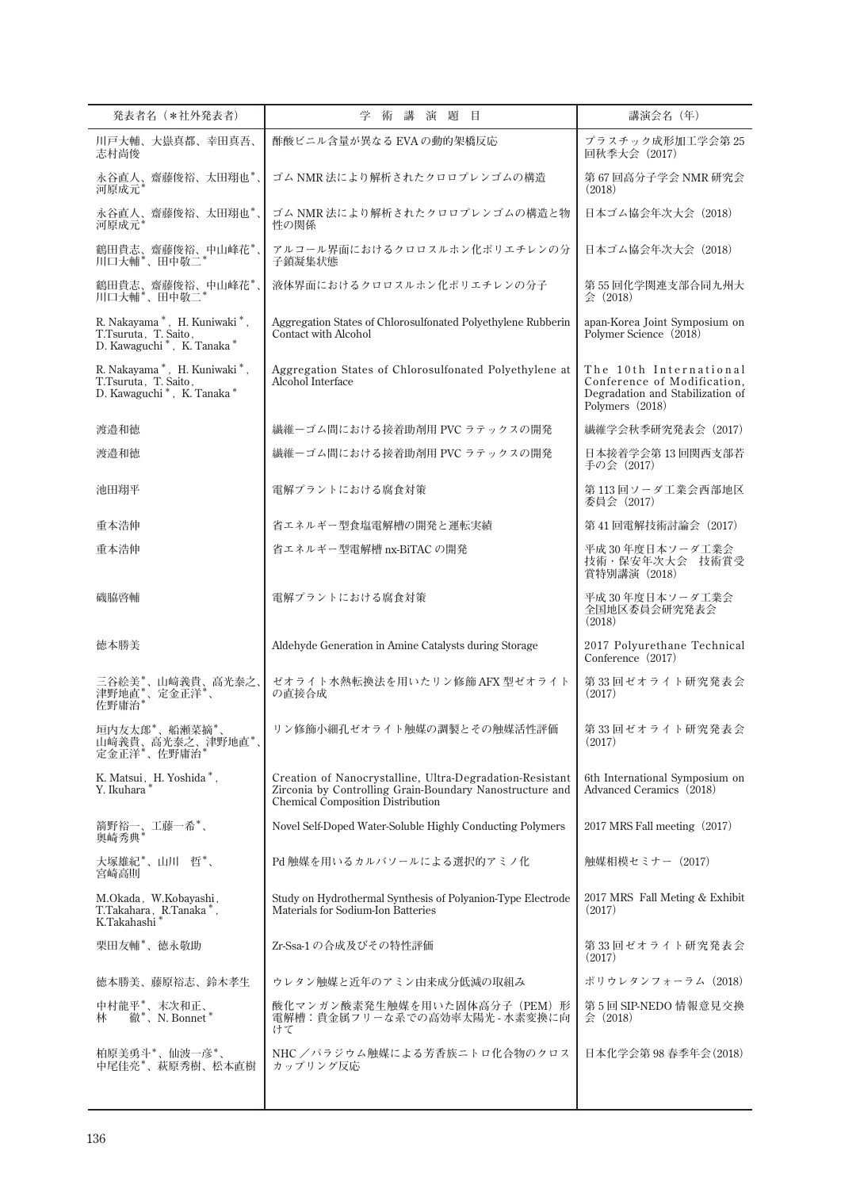| 発表者名（＊社外発表者） | 学　術　講　演　題　目 | 講演会名（年） |
|---|---|---|
| 川戸大輔、大嶽真都、幸田真吾、志村尚俊 | 酢酸ビニル含量が異なる EVA の動的架橋反応 | プラスチック成形加工学会第 25 回秋季大会（2017） |
| 永谷直人、齋藤俊裕、太田翔也*、河原成元* | ゴム NMR 法により解析されたクロロプレンゴムの構造 | 第 67 回高分子学会 NMR 研究会（2018） |
| 永谷直人、齋藤俊裕、太田翔也*、河原成元* | ゴム NMR 法により解析されたクロロプレンゴムの構造と物性の関係 | 日本ゴム協会年次大会（2018） |
| 鶴田貴志、齋藤俊裕、中山峰花*、川口大輔*、田中敬二* | アルコール界面におけるクロロスルホン化ポリエチレンの分子鎖凝集状態 | 日本ゴム協会年次大会（2018） |
| 鶴田貴志、齋藤俊裕、中山峰花*、川口大輔*、田中敬二* | 液体界面におけるクロロスルホン化ポリエチレンの分子 | 第 55 回化学関連支部合同九州大会（2018） |
| R. Nakayama *，H. Kuniwaki *，T.Tsuruta，T. Saito，D. Kawaguchi *，K. Tanaka * | Aggregation States of Chlorosulfonated Polyethylene Rubberin Contact with Alcohol | apan-Korea Joint Symposium on Polymer Science（2018） |
| R. Nakayama *，H. Kuniwaki *，T.Tsuruta，T. Saito，D. Kawaguchi *，K. Tanaka * | Aggregation States of Chlorosulfonated Polyethylene at Alcohol Interface | The 10th International Conference of Modification, Degradation and Stabilization of Polymers（2018） |
| 渡邉和徳 | 繊維－ゴム間における接着助剤用 PVC ラテックスの開発 | 繊維学会秋季研究発表会（2017） |
| 渡邉和徳 | 繊維－ゴム間における接着助剤用 PVC ラテックスの開発 | 日本接着学会第 13 回関西支部若手の会（2017） |
| 池田翔平 | 電解プラントにおける腐食対策 | 第 113 回ソーダ工業会西部地区委員会（2017） |
| 重本浩伸 | 省エネルギー型食塩電解槽の開発と運転実績 | 第 41 回電解技術討論会（2017） |
| 重本浩伸 | 省エネルギー型電解槽 nx-BiTAC の開発 | 平成 30 年度日本ソーダ工業会技術・保安年次大会　技術賞受賞特別講演（2018） |
| 磯脇啓輔 | 電解プラントにおける腐食対策 | 平成 30 年度日本ソーダ工業会全国地区委員会研究発表会（2018） |
| 徳本勝美 | Aldehyde Generation in Amine Catalysts during Storage | 2017 Polyurethane Technical Conference（2017） |
| 三谷絵美*、山崎義貴、高光泰之、津野地直*、定金正洋*、佐野庸治* | ゼオライト水熱転換法を用いたリン修飾 AFX 型ゼオライトの直接合成 | 第 33 回ゼオライト研究発表会（2017） |
| 垣内友太郎*、船瀬菜摘*、山崎義貴、高光泰之、津野地直*、定金正洋*、佐野庸治* | リン修飾小細孔ゼオライト触媒の調製とその触媒活性評価 | 第 33 回ゼオライト研究発表会（2017） |
| K. Matsui，H. Yoshida *，Y. Ikuhara * | Creation of Nanocrystalline, Ultra-Degradation-Resistant Zirconia by Controlling Grain-Boundary Nanostructure and Chemical Composition Distribution | 6th International Symposium on Advanced Ceramics（2018） |
| 箭野裕一、工藤一希*、奥崎秀典* | Novel Self-Doped Water-Soluble Highly Conducting Polymers | 2017 MRS Fall meeting（2017） |
| 大塚雄紀*、山川　哲*、宮崎高則 | Pd 触媒を用いるカルバゾールによる選択的アミノ化 | 触媒相模セミナー（2017） |
| M.Okada，W.Kobayashi，T.Takahara，R.Tanaka *，K.Takahashi * | Study on Hydrothermal Synthesis of Polyanion-Type Electrode Materials for Sodium-Ion Batteries | 2017 MRS Fall Meting & Exhibit（2017） |
| 栗田友輔*、徳永敬助 | Zr-Ssa-1 の合成及びその特性評価 | 第 33 回ゼオライト研究発表会（2017） |
| 徳本勝美、藤原裕志、鈴木孝生 | ウレタン触媒と近年のアミン由来成分低減の取組み | ポリウレタンフォーラム（2018） |
| 中村龍平*、末次和正、林　徹*、N. Bonnet * | 酸化マンガン酸素発生触媒を用いた固体高分子（PEM）形電解槽：貴金属フリーな系での高効率太陽光 - 水素変換に向けて | 第 5 回 SIP-NEDO 情報意見交換会（2018） |
| 柏原美勇斗*、仙波一彦*、中尾佳亮*、萩原秀樹、松本直樹 | NHC ／パラジウム触媒による芳香族ニトロ化合物のクロスカップリング反応 | 日本化学会第 98 春季年会(2018) |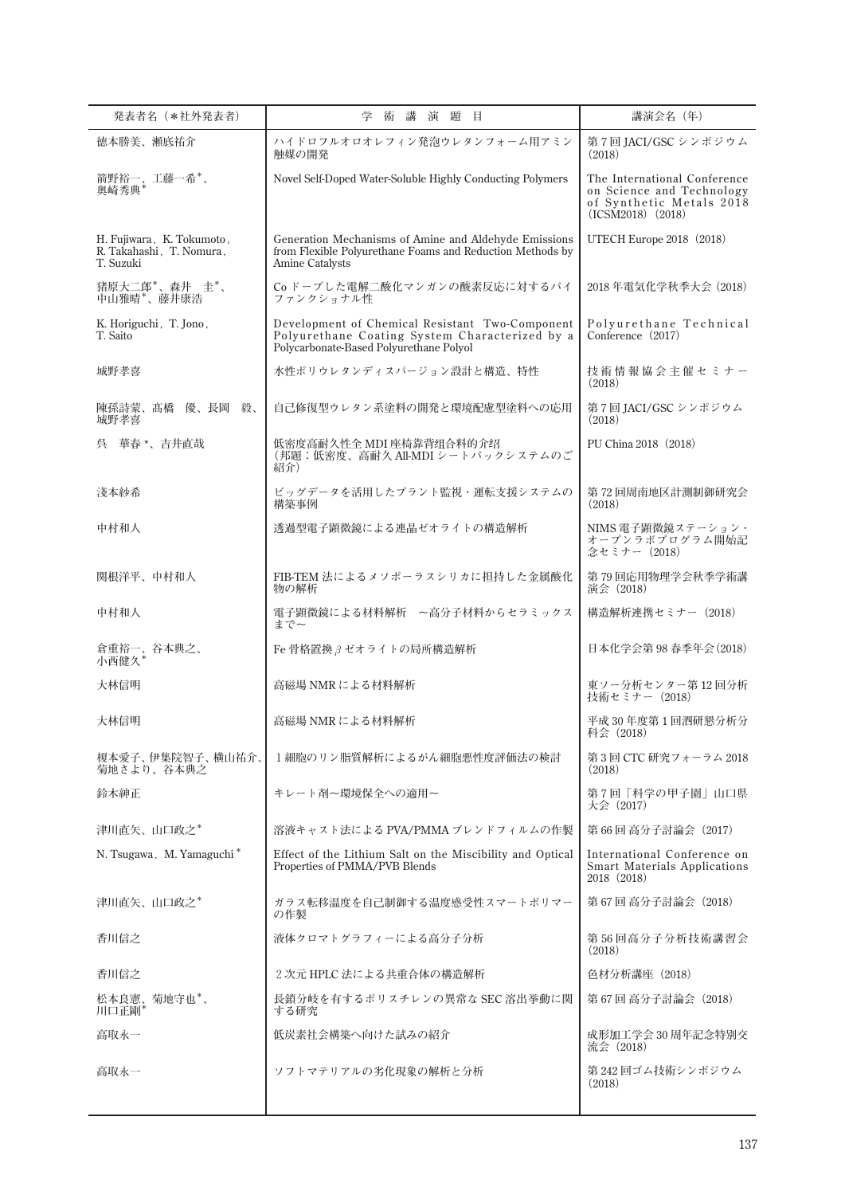| 発表者名（＊社外発表者） | 学　術　講　演　題　目 | 講演会名（年） |
|---|---|---|
| 徳本勝美、瀬底祐介 | ハイドロフルオロオレフィン発泡ウレタンフォーム用アミン触媒の開発 | 第 7 回 JACI/GSC シンポジウム（2018） |
| 箭野裕一、工藤一希*、奥崎秀典* | Novel Self-Doped Water-Soluble Highly Conducting Polymers | The International Conference on Science and Technology of Synthetic Metals 2018 (ICSM2018)（2018） |
| H. Fujiwara, K. Tokumoto, R. Takahashi, T. Nomura, T. Suzuki | Generation Mechanisms of Amine and Aldehyde Emissions from Flexible Polyurethane Foams and Reduction Methods by Amine Catalysts | UTECH Europe 2018（2018） |
| 猪原大二郎*、森井　圭*、中山雅晴*、藤井康浩 | Co ドープした電解二酸化マンガンの酸素反応に対するバイファンクショナル性 | 2018 年電気化学秋季大会（2018） |
| K. Horiguchi, T. Jono, T. Saito | Development of Chemical Resistant Two-Component Polyurethane Coating System Characterized by a Polycarbonate-Based Polyurethane Polyol | Polyurethane Technical Conference（2017） |
| 城野孝喜 | 水性ポリウレタンディスパージョン設計と構造、特性 | 技術情報協会主催セミナー（2018） |
| 陳孫詩蒙、髙橋　優、長岡　毅、城野孝喜 | 自己修復型ウレタン系塗料の開発と環境配慮型塗料への応用 | 第 7 回 JACI/GSC シンポジウム（2018） |
| 呉　華春 *、吉井直哉 | 低密度高耐久性全 MDI 座椅靠背组合料的介绍（邦題：低密度、高耐久 All-MDI シートバックシステムのご紹介） | PU China 2018（2018） |
| 淺本紗希 | ビッグデータを活用したプラント監視・運転支援システムの構築事例 | 第 72 回周南地区計測制御研究会（2018） |
| 中村和人 | 透過型電子顕微鏡による連晶ゼオライトの構造解析 | NIMS 電子顕微鏡ステーション・オープンラボプログラム開始記念セミナー（2018） |
| 関根洋平、中村和人 | FIB-TEM 法によるメソポーラスシリカに担持した金属酸化物の解析 | 第 79 回応用物理学会秋季学術講演会（2018） |
| 中村和人 | 電子顕微鏡による材料解析　～高分子材料からセラミックスまで～ | 構造解析連携セミナー（2018） |
| 倉重裕一、谷本典之、小西健久* | Fe 骨格置換 β ゼオライトの局所構造解析 | 日本化学会第 98 春季年会(2018) |
| 大林信明 | 高磁場 NMR による材料解析 | 東ソー分析センター第 12 回分析技術セミナー（2018） |
| 大林信明 | 高磁場 NMR による材料解析 | 平成 30 年度第 1 回泗研懇分析分科会（2018） |
| 榎本愛子、伊集院智子、横山祐介、菊地さより、谷本典之 | 1 細胞のリン脂質解析によるがん細胞悪性度評価法の検討 | 第 3 回 CTC 研究フォーラム 2018（2018） |
| 鈴木紳正 | キレート剤～環境保全への適用～ | 第 7 回「科学の甲子園」山口県大会（2017） |
| 津川直矢、山口政之* | 溶液キャスト法による PVA/PMMA ブレンドフィルムの作製 | 第 66 回 高分子討論会（2017） |
| N. Tsugawa, M. Yamaguchi* | Effect of the Lithium Salt on the Miscibility and Optical Properties of PMMA/PVB Blends | International Conference on Smart Materials Applications 2018（2018） |
| 津川直矢、山口政之* | ガラス転移温度を自己制御する温度感受性スマートポリマーの作製 | 第 67 回 高分子討論会（2018） |
| 香川信之 | 液体クロマトグラフィーによる高分子分析 | 第 56 回高分子分析技術講習会（2018） |
| 香川信之 | 2 次元 HPLC 法による共重合体の構造解析 | 色材分析講座（2018） |
| 松本良憲、菊地守也*、川口正剛* | 長鎖分岐を有するポリスチレンの異常な SEC 溶出挙動に関する研究 | 第 67 回 高分子討論会（2018） |
| 高取永一 | 低炭素社会構築へ向けた試みの紹介 | 成形加工学会 30 周年記念特別交流会（2018） |
| 高取永一 | ソフトマテリアルの劣化現象の解析と分析 | 第 242 回ゴム技術シンポジウム（2018） |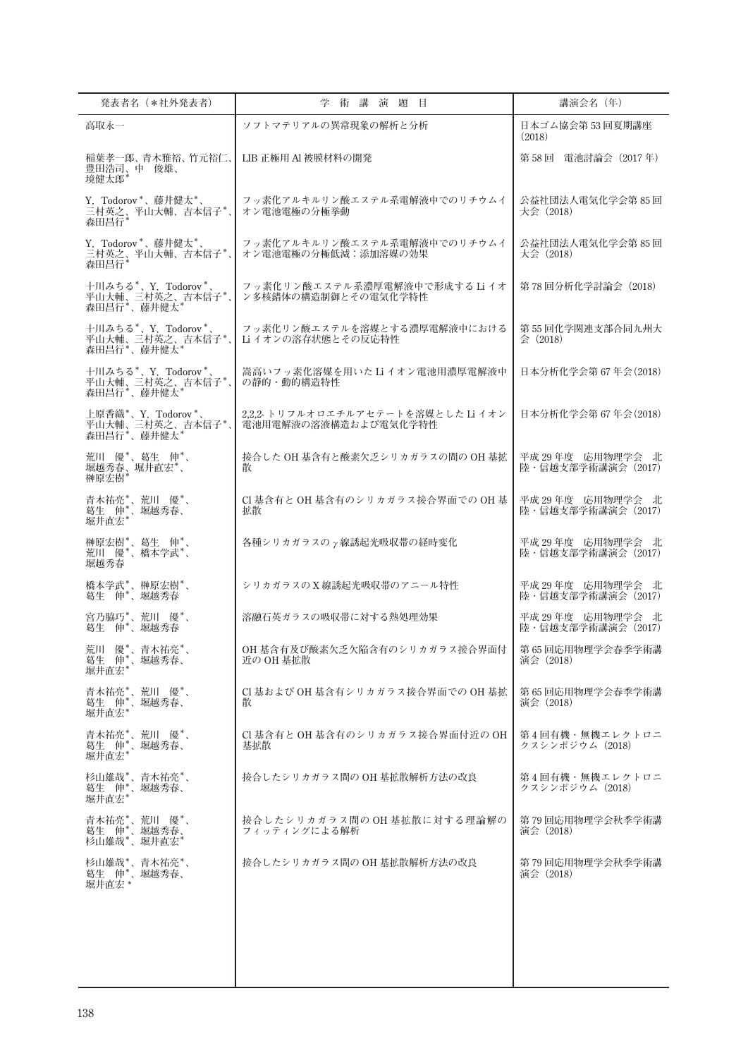| 発表者名（＊社外発表者） | 学　術　講　演　題　目 | 講演会名（年） |
|---|---|---|
| 高取永一 | ソフトマテリアルの異常現象の解析と分析 | 日本ゴム協会第 53 回夏期講座（2018） |
| 稲葉孝一郎、青木雅裕、竹元裕仁、豊田浩司、中　俊雄、境健太郎* | LIB 正極用 Al 被膜材料の開発 | 第 58 回　電池討論会（2017 年） |
| Y. Todorov*、藤井健太*、三村英之、平山大輔、吉本信子*、森田昌行* | フッ素化アルキルリン酸エステル系電解液中でのリチウムイオン電池電極の分極挙動 | 公益社団法人電気化学会第 85 回大会（2018） |
| Y. Todorov*、藤井健太*、三村英之、平山大輔、吉本信子*、森田昌行* | フッ素化アルキルリン酸エステル系電解液中でのリチウムイオン電池電極の分極低減：添加溶媒の効果 | 公益社団法人電気化学会第 85 回大会（2018） |
| 十川みちる*、Y. Todorov*、平山大輔、三村英之、吉本信子*、森田昌行*、藤井健太* | フッ素化リン酸エステル系濃厚電解液中で形成する Li イオン多核錯体の構造制御とその電気化学特性 | 第 78 回分析化学討論会（2018） |
| 十川みちる*、Y. Todorov*、平山大輔、三村英之、吉本信子*、森田昌行*、藤井健太* | フッ素化リン酸エステルを溶媒とする濃厚電解液中における Li イオンの溶存状態とその反応特性 | 第 55 回化学関連支部合同九州大会（2018） |
| 十川みちる*、Y. Todorov*、平山大輔、三村英之、吉本信子*、森田昌行*、藤井健太* | 嵩高いフッ素化溶媒を用いた Li イオン電池用濃厚電解液中の静的・動的構造特性 | 日本分析化学会第 67 年会(2018) |
| 上原香織*、Y. Todorov*、平山大輔、三村英之、吉本信子*、森田昌行*、藤井健太* | 2,2,2- トリフルオロエチルアセテートを溶媒とした Li イオン電池用電解液の溶液構造および電気化学特性 | 日本分析化学会第 67 年会(2018) |
| 荒川　優*、葛生　伸*、堀越秀春、堀井直宏*、榊原宏樹* | 接合した OH 基含有と酸素欠乏シリカガラスの間の OH 基拡散 | 平成 29 年度　応用物理学会　北陸・信越支部学術講演会（2017） |
| 青木祐亮*、荒川　優*、葛生　伸*、堀越秀春、堀井直宏* | Cl 基含有と OH 基含有のシリカガラス接合界面での OH 基拡散 | 平成 29 年度　応用物理学会　北陸・信越支部学術講演会（2017） |
| 榊原宏樹*、葛生　伸*、荒川　優*、橋本学武*、堀越秀春 | 各種シリカガラスの $\gamma$ 線誘起光吸収帯の経時変化 | 平成 29 年度　応用物理学会　北陸・信越支部学術講演会（2017） |
| 橋本学武*、榊原宏樹*、葛生　伸*、堀越秀春 | シリカガラスの X 線誘起光吸収帯のアニール特性 | 平成 29 年度　応用物理学会　北陸・信越支部学術講演会（2017） |
| 宮乃脇巧*、荒川　優*、葛生　伸*、堀越秀春 | 溶融石英ガラスの吸収帯に対する熱処理効果 | 平成 29 年度　応用物理学会　北陸・信越支部学術講演会（2017） |
| 荒川　優*、青木祐亮*、葛生　伸*、堀越秀春、堀井直宏* | OH 基含有及び酸素欠乏欠陥含有のシリカガラス接合界面付近の OH 基拡散 | 第 65 回応用物理学会春季学術講演会（2018） |
| 青木祐亮*、荒川　優*、葛生　伸*、堀越秀春、堀井直宏* | Cl 基および OH 基含有シリカガラス接合界面での OH 基拡散 | 第 65 回応用物理学会春季学術講演会（2018） |
| 青木祐亮*、荒川　優*、葛生　伸*、堀越秀春、堀井直宏* | Cl 基含有と OH 基含有のシリカガラス接合界面付近の OH 基拡散 | 第 4 回有機・無機エレクトロニクスシンポジウム（2018） |
| 杉山雄哉*、青木祐亮*、葛生　伸*、堀越秀春、堀井直宏* | 接合したシリカガラス間の OH 基拡散解析方法の改良 | 第 4 回有機・無機エレクトロニクスシンポジウム（2018） |
| 青木祐亮*、荒川　優*、葛生　伸*、堀越秀春、杉山雄哉*、堀井直宏* | 接合したシリカガラス間の OH 基拡散に対する理論解のフィッティングによる解析 | 第 79 回応用物理学会秋季学術講演会（2018） |
| 杉山雄哉*、青木祐亮*、葛生　伸*、堀越秀春、堀井直宏 * | 接合したシリカガラス間の OH 基拡散解析方法の改良 | 第 79 回応用物理学会秋季学術講演会（2018） |